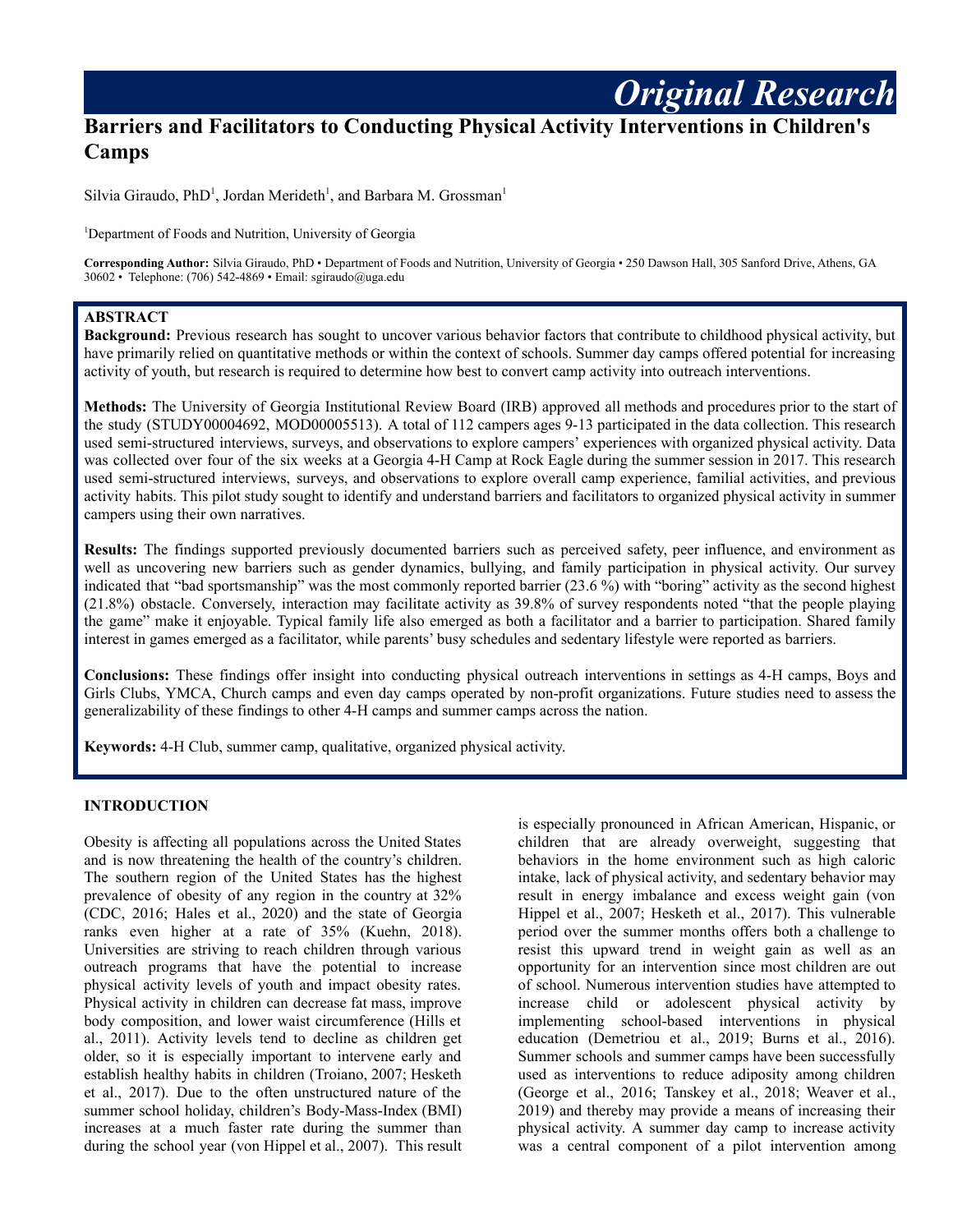*Original Research*

# Barriers and Facilitators to Conducting Physical Activity Interventions in Children's Camps

Silvia Giraudo, PhD[1], Jordan Merideth[1], and Barbara M. Grossman[1]

[1]Department of Foods and Nutrition, University of Georgia

**Corresponding Author:** Silvia Giraudo, PhD • Department of Foods and Nutrition, University of Georgia • 250 Dawson Hall, 305 Sanford Drive, Athens, GA 30602 • Telephone: (706) 542-4869 • Email: sgiraudo@uga.edu

## ABSTRACT

**Background:** Previous research has sought to uncover various behavior factors that contribute to childhood physical activity, but have primarily relied on quantitative methods or within the context of schools. Summer day camps offered potential for increasing activity of youth, but research is required to determine how best to convert camp activity into outreach interventions.

**Methods:** The University of Georgia Institutional Review Board (IRB) approved all methods and procedures prior to the start of the study (STUDY00004692, MOD00005513). A total of 112 campers ages 9-13 participated in the data collection. This research used semi-structured interviews, surveys, and observations to explore campers' experiences with organized physical activity. Data was collected over four of the six weeks at a Georgia 4-H Camp at Rock Eagle during the summer session in 2017. This research used semi-structured interviews, surveys, and observations to explore overall camp experience, familial activities, and previous activity habits. This pilot study sought to identify and understand barriers and facilitators to organized physical activity in summer campers using their own narratives.

**Results:** The findings supported previously documented barriers such as perceived safety, peer influence, and environment as well as uncovering new barriers such as gender dynamics, bullying, and family participation in physical activity. Our survey indicated that "bad sportsmanship" was the most commonly reported barrier (23.6 %) with "boring" activity as the second highest (21.8%) obstacle. Conversely, interaction may facilitate activity as 39.8% of survey respondents noted "that the people playing the game" make it enjoyable. Typical family life also emerged as both a facilitator and a barrier to participation. Shared family interest in games emerged as a facilitator, while parents' busy schedules and sedentary lifestyle were reported as barriers.

**Conclusions:** These findings offer insight into conducting physical outreach interventions in settings as 4-H camps, Boys and Girls Clubs, YMCA, Church camps and even day camps operated by non-profit organizations. Future studies need to assess the generalizability of these findings to other 4-H camps and summer camps across the nation.

**Keywords:** 4-H Club, summer camp, qualitative, organized physical activity.

## INTRODUCTION

Obesity is affecting all populations across the United States and is now threatening the health of the country's children. The southern region of the United States has the highest prevalence of obesity of any region in the country at 32% (CDC, 2016; Hales et al., 2020) and the state of Georgia ranks even higher at a rate of 35% (Kuehn, 2018). Universities are striving to reach children through various outreach programs that have the potential to increase physical activity levels of youth and impact obesity rates. Physical activity in children can decrease fat mass, improve body composition, and lower waist circumference (Hills et al., 2011). Activity levels tend to decline as children get older, so it is especially important to intervene early and establish healthy habits in children (Troiano, 2007; Hesketh et al., 2017). Due to the often unstructured nature of the summer school holiday, children's Body-Mass-Index (BMI) increases at a much faster rate during the summer than during the school year (von Hippel et al., 2007). This result is especially pronounced in African American, Hispanic, or children that are already overweight, suggesting that behaviors in the home environment such as high caloric intake, lack of physical activity, and sedentary behavior may result in energy imbalance and excess weight gain (von Hippel et al., 2007; Hesketh et al., 2017). This vulnerable period over the summer months offers both a challenge to resist this upward trend in weight gain as well as an opportunity for an intervention since most children are out of school. Numerous intervention studies have attempted to increase child or adolescent physical activity by implementing school-based interventions in physical education (Demetriou et al., 2019; Burns et al., 2016). Summer schools and summer camps have been successfully used as interventions to reduce adiposity among children (George et al., 2016; Tanskey et al., 2018; Weaver et al., 2019) and thereby may provide a means of increasing their physical activity. A summer day camp to increase activity was a central component of a pilot intervention among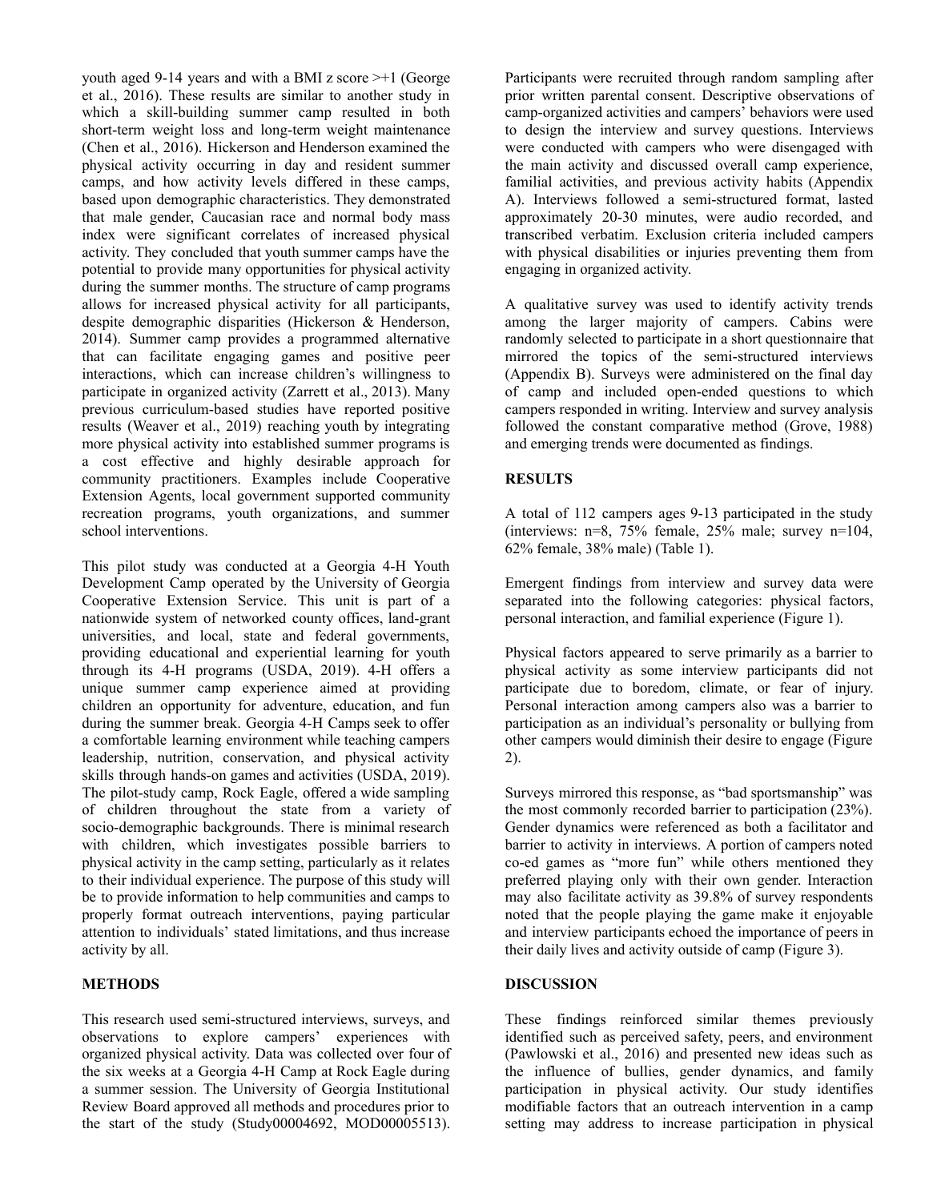youth aged 9-14 years and with a BMI z score >+1 (George et al., 2016). These results are similar to another study in which a skill-building summer camp resulted in both short-term weight loss and long-term weight maintenance (Chen et al., 2016). Hickerson and Henderson examined the physical activity occurring in day and resident summer camps, and how activity levels differed in these camps, based upon demographic characteristics. They demonstrated that male gender, Caucasian race and normal body mass index were significant correlates of increased physical activity. They concluded that youth summer camps have the potential to provide many opportunities for physical activity during the summer months. The structure of camp programs allows for increased physical activity for all participants, despite demographic disparities (Hickerson & Henderson, 2014). Summer camp provides a programmed alternative that can facilitate engaging games and positive peer interactions, which can increase children's willingness to participate in organized activity (Zarrett et al., 2013). Many previous curriculum-based studies have reported positive results (Weaver et al., 2019) reaching youth by integrating more physical activity into established summer programs is a cost effective and highly desirable approach for community practitioners. Examples include Cooperative Extension Agents, local government supported community recreation programs, youth organizations, and summer school interventions.

This pilot study was conducted at a Georgia 4-H Youth Development Camp operated by the University of Georgia Cooperative Extension Service. This unit is part of a nationwide system of networked county offices, land-grant universities, and local, state and federal governments, providing educational and experiential learning for youth through its 4-H programs (USDA, 2019). 4-H offers a unique summer camp experience aimed at providing children an opportunity for adventure, education, and fun during the summer break. Georgia 4-H Camps seek to offer a comfortable learning environment while teaching campers leadership, nutrition, conservation, and physical activity skills through hands-on games and activities (USDA, 2019). The pilot-study camp, Rock Eagle, offered a wide sampling of children throughout the state from a variety of socio-demographic backgrounds. There is minimal research with children, which investigates possible barriers to physical activity in the camp setting, particularly as it relates to their individual experience. The purpose of this study will be to provide information to help communities and camps to properly format outreach interventions, paying particular attention to individuals' stated limitations, and thus increase activity by all.

## METHODS

This research used semi-structured interviews, surveys, and observations to explore campers' experiences with organized physical activity. Data was collected over four of the six weeks at a Georgia 4-H Camp at Rock Eagle during a summer session. The University of Georgia Institutional Review Board approved all methods and procedures prior to the start of the study (Study00004692, MOD00005513). Participants were recruited through random sampling after prior written parental consent. Descriptive observations of camp-organized activities and campers' behaviors were used to design the interview and survey questions. Interviews were conducted with campers who were disengaged with the main activity and discussed overall camp experience, familial activities, and previous activity habits (Appendix A). Interviews followed a semi-structured format, lasted approximately 20-30 minutes, were audio recorded, and transcribed verbatim. Exclusion criteria included campers with physical disabilities or injuries preventing them from engaging in organized activity.

A qualitative survey was used to identify activity trends among the larger majority of campers. Cabins were randomly selected to participate in a short questionnaire that mirrored the topics of the semi-structured interviews (Appendix B). Surveys were administered on the final day of camp and included open-ended questions to which campers responded in writing. Interview and survey analysis followed the constant comparative method (Grove, 1988) and emerging trends were documented as findings.

## RESULTS

A total of 112 campers ages 9-13 participated in the study (interviews: n=8, 75% female, 25% male; survey n=104, 62% female, 38% male) (Table 1).

Emergent findings from interview and survey data were separated into the following categories: physical factors, personal interaction, and familial experience (Figure 1).

Physical factors appeared to serve primarily as a barrier to physical activity as some interview participants did not participate due to boredom, climate, or fear of injury. Personal interaction among campers also was a barrier to participation as an individual's personality or bullying from other campers would diminish their desire to engage (Figure 2).

Surveys mirrored this response, as "bad sportsmanship" was the most commonly recorded barrier to participation (23%). Gender dynamics were referenced as both a facilitator and barrier to activity in interviews. A portion of campers noted co-ed games as "more fun" while others mentioned they preferred playing only with their own gender. Interaction may also facilitate activity as 39.8% of survey respondents noted that the people playing the game make it enjoyable and interview participants echoed the importance of peers in their daily lives and activity outside of camp (Figure 3).

## DISCUSSION

These findings reinforced similar themes previously identified such as perceived safety, peers, and environment (Pawlowski et al., 2016) and presented new ideas such as the influence of bullies, gender dynamics, and family participation in physical activity. Our study identifies modifiable factors that an outreach intervention in a camp setting may address to increase participation in physical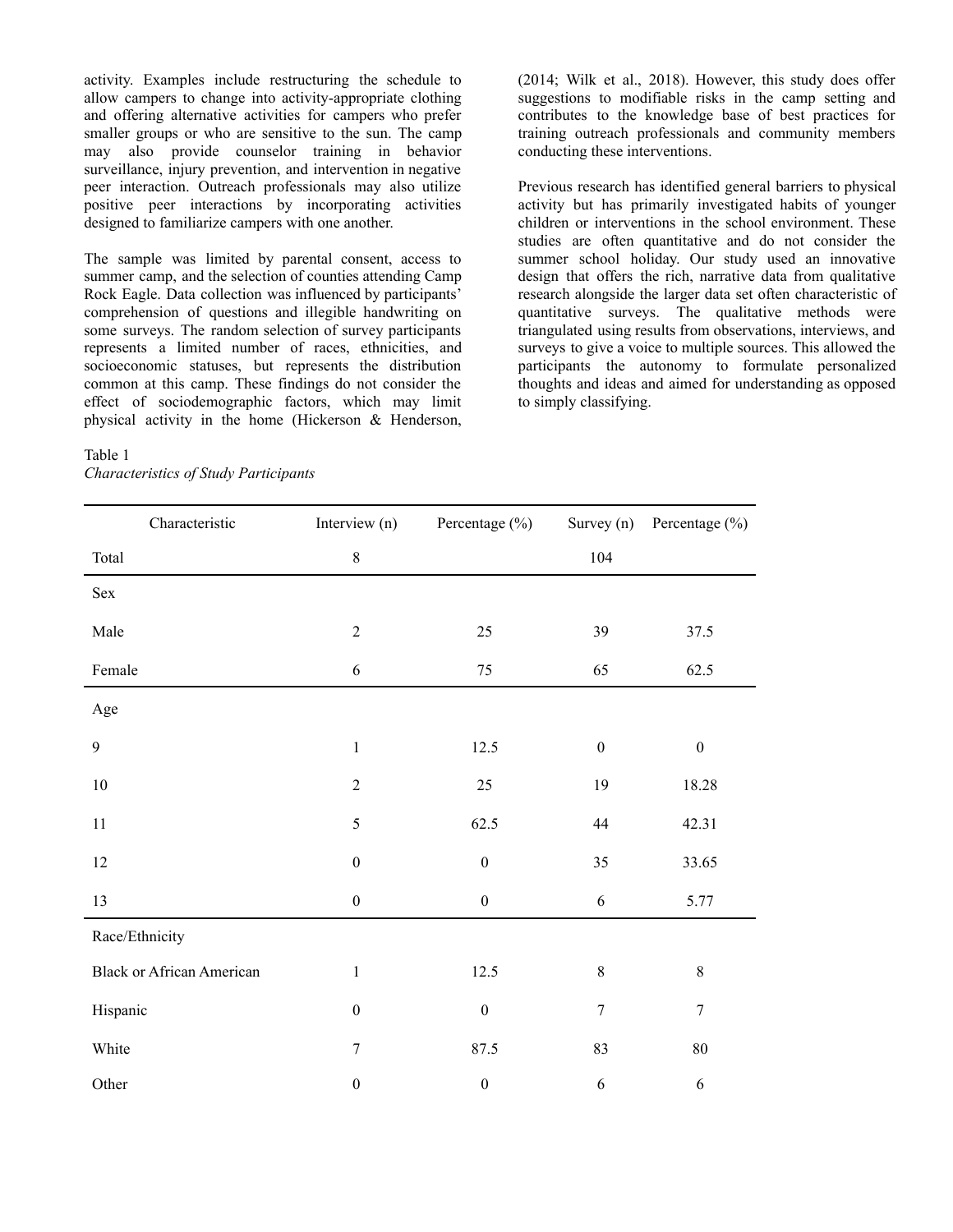activity. Examples include restructuring the schedule to allow campers to change into activity-appropriate clothing and offering alternative activities for campers who prefer smaller groups or who are sensitive to the sun. The camp may also provide counselor training in behavior surveillance, injury prevention, and intervention in negative peer interaction. Outreach professionals may also utilize positive peer interactions by incorporating activities designed to familiarize campers with one another.

The sample was limited by parental consent, access to summer camp, and the selection of counties attending Camp Rock Eagle. Data collection was influenced by participants' comprehension of questions and illegible handwriting on some surveys. The random selection of survey participants represents a limited number of races, ethnicities, and socioeconomic statuses, but represents the distribution common at this camp. These findings do not consider the effect of sociodemographic factors, which may limit physical activity in the home (Hickerson & Henderson, (2014; Wilk et al., 2018). However, this study does offer suggestions to modifiable risks in the camp setting and contributes to the knowledge base of best practices for training outreach professionals and community members conducting these interventions.

Previous research has identified general barriers to physical activity but has primarily investigated habits of younger children or interventions in the school environment. These studies are often quantitative and do not consider the summer school holiday. Our study used an innovative design that offers the rich, narrative data from qualitative research alongside the larger data set often characteristic of quantitative surveys. The qualitative methods were triangulated using results from observations, interviews, and surveys to give a voice to multiple sources. This allowed the participants the autonomy to formulate personalized thoughts and ideas and aimed for understanding as opposed to simply classifying.

Table 1
*Characteristics of Study Participants*

| Characteristic | Interview (n) | Percentage (%) | Survey (n) | Percentage (%) |
|---|---|---|---|---|
| Total | 8 | | 104 | |
| Sex | | | | |
| Male | 2 | 25 | 39 | 37.5 |
| Female | 6 | 75 | 65 | 62.5 |
| Age | | | | |
| 9 | 1 | 12.5 | 0 | 0 |
| 10 | 2 | 25 | 19 | 18.28 |
| 11 | 5 | 62.5 | 44 | 42.31 |
| 12 | 0 | 0 | 35 | 33.65 |
| 13 | 0 | 0 | 6 | 5.77 |
| Race/Ethnicity | | | | |
| Black or African American | 1 | 12.5 | 8 | 8 |
| Hispanic | 0 | 0 | 7 | 7 |
| White | 7 | 87.5 | 83 | 80 |
| Other | 0 | 0 | 6 | 6 |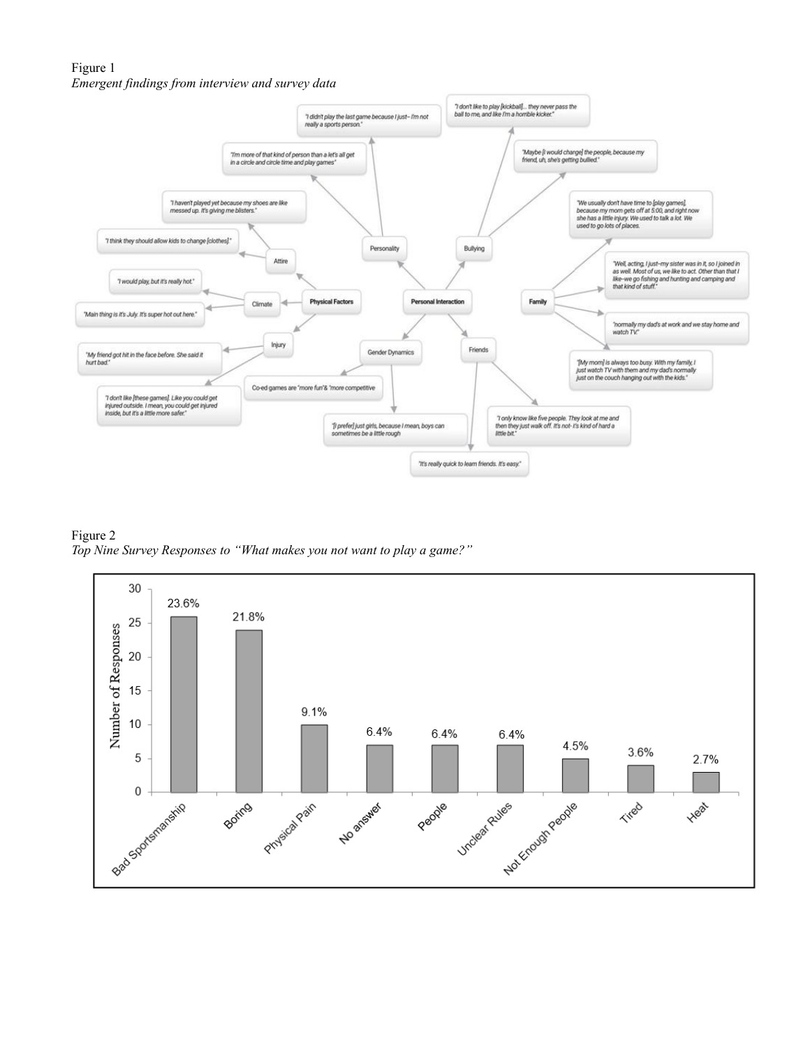Figure 1

*Emergent findings from interview and survey data*

Figure 2

*Top Nine Survey Responses to "What makes you not want to play a game?"*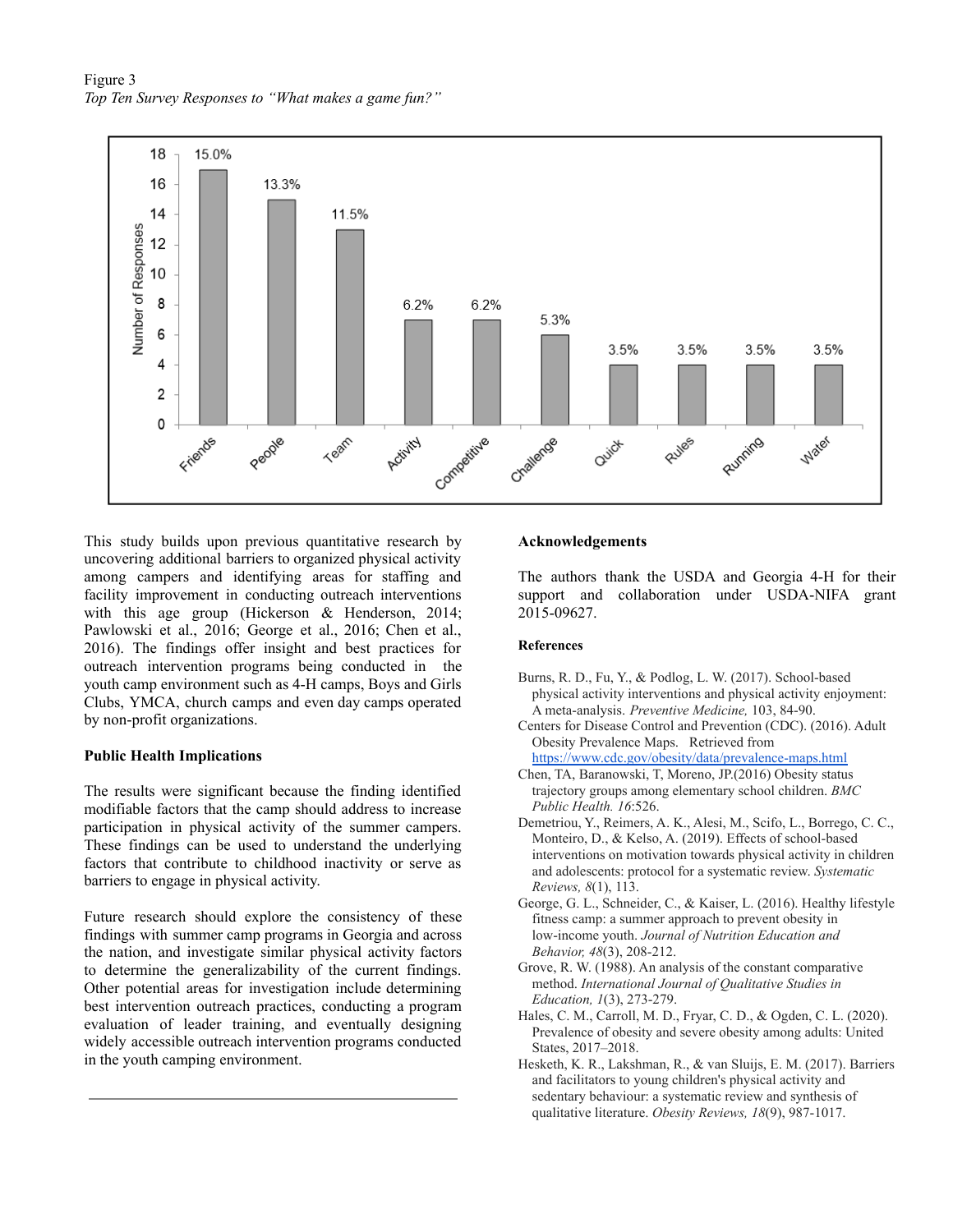Figure 3

*Top Ten Survey Responses to "What makes a game fun?"*

This study builds upon previous quantitative research by uncovering additional barriers to organized physical activity among campers and identifying areas for staffing and facility improvement in conducting outreach interventions with this age group (Hickerson & Henderson, 2014; Pawlowski et al., 2016; George et al., 2016; Chen et al., 2016). The findings offer insight and best practices for outreach intervention programs being conducted in the youth camp environment such as 4-H camps, Boys and Girls Clubs, YMCA, church camps and even day camps operated by non-profit organizations.

**Public Health Implications**

The results were significant because the finding identified modifiable factors that the camp should address to increase participation in physical activity of the summer campers. These findings can be used to understand the underlying factors that contribute to childhood inactivity or serve as barriers to engage in physical activity.

Future research should explore the consistency of these findings with summer camp programs in Georgia and across the nation, and investigate similar physical activity factors to determine the generalizability of the current findings. Other potential areas for investigation include determining best intervention outreach practices, conducting a program evaluation of leader training, and eventually designing widely accessible outreach intervention programs conducted in the youth camping environment.

**Acknowledgements**

The authors thank the USDA and Georgia 4-H for their support and collaboration under USDA-NIFA grant 2015-09627.

**References**

Burns, R. D., Fu, Y., & Podlog, L. W. (2017). School-based physical activity interventions and physical activity enjoyment: A meta-analysis. *Preventive Medicine,* 103, 84-90.

Centers for Disease Control and Prevention (CDC). (2016). Adult Obesity Prevalence Maps. Retrieved from https://www.cdc.gov/obesity/data/prevalence-maps.html

Chen, TA, Baranowski, T, Moreno, JP.(2016) Obesity status trajectory groups among elementary school children. *BMC Public Health. 16*:526.

Demetriou, Y., Reimers, A. K., Alesi, M., Scifo, L., Borrego, C. C., Monteiro, D., & Kelso, A. (2019). Effects of school-based interventions on motivation towards physical activity in children and adolescents: protocol for a systematic review. *Systematic Reviews, 8*(1), 113.

George, G. L., Schneider, C., & Kaiser, L. (2016). Healthy lifestyle fitness camp: a summer approach to prevent obesity in low-income youth. *Journal of Nutrition Education and Behavior, 48*(3), 208-212.

Grove, R. W. (1988). An analysis of the constant comparative method. *International Journal of Qualitative Studies in Education, 1*(3), 273-279.

Hales, C. M., Carroll, M. D., Fryar, C. D., & Ogden, C. L. (2020). Prevalence of obesity and severe obesity among adults: United States, 2017–2018.

Hesketh, K. R., Lakshman, R., & van Sluijs, E. M. (2017). Barriers and facilitators to young children's physical activity and sedentary behaviour: a systematic review and synthesis of qualitative literature. *Obesity Reviews, 18*(9), 987-1017.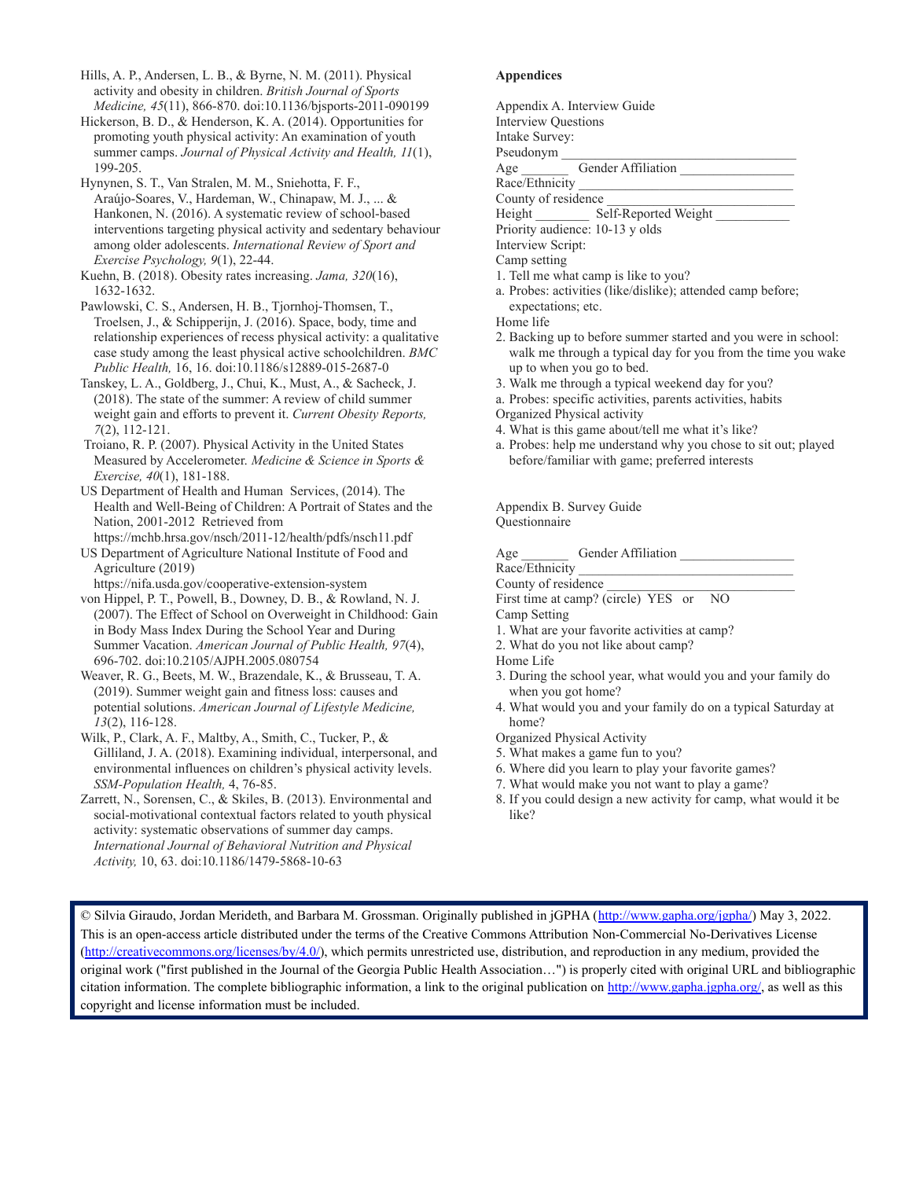Hills, A. P., Andersen, L. B., & Byrne, N. M. (2011). Physical activity and obesity in children. *British Journal of Sports Medicine, 45*(11), 866-870. doi:10.1136/bjsports-2011-090199

Hickerson, B. D., & Henderson, K. A. (2014). Opportunities for promoting youth physical activity: An examination of youth summer camps. *Journal of Physical Activity and Health, 11*(1), 199-205.

Hynynen, S. T., Van Stralen, M. M., Sniehotta, F. F., Araújo-Soares, V., Hardeman, W., Chinapaw, M. J., ... & Hankonen, N. (2016). A systematic review of school-based interventions targeting physical activity and sedentary behaviour among older adolescents. *International Review of Sport and Exercise Psychology, 9*(1), 22-44.

Kuehn, B. (2018). Obesity rates increasing. *Jama, 320*(16), 1632-1632.

Pawlowski, C. S., Andersen, H. B., Tjornhoj-Thomsen, T., Troelsen, J., & Schipperijn, J. (2016). Space, body, time and relationship experiences of recess physical activity: a qualitative case study among the least physical active schoolchildren. *BMC Public Health,* 16, 16. doi:10.1186/s12889-015-2687-0

Tanskey, L. A., Goldberg, J., Chui, K., Must, A., & Sacheck, J. (2018). The state of the summer: A review of child summer weight gain and efforts to prevent it. *Current Obesity Reports, 7*(2), 112-121.

Troiano, R. P. (2007). Physical Activity in the United States Measured by Accelerometer. *Medicine & Science in Sports & Exercise, 40*(1), 181-188.

US Department of Health and Human Services, (2014). The Health and Well-Being of Children: A Portrait of States and the Nation, 2001-2012 Retrieved from https://mchb.hrsa.gov/nsch/2011-12/health/pdfs/nsch11.pdf

US Department of Agriculture National Institute of Food and Agriculture (2019) https://nifa.usda.gov/cooperative-extension-system

von Hippel, P. T., Powell, B., Downey, D. B., & Rowland, N. J. (2007). The Effect of School on Overweight in Childhood: Gain in Body Mass Index During the School Year and During Summer Vacation. *American Journal of Public Health, 97*(4), 696-702. doi:10.2105/AJPH.2005.080754

Weaver, R. G., Beets, M. W., Brazendale, K., & Brusseau, T. A. (2019). Summer weight gain and fitness loss: causes and potential solutions. *American Journal of Lifestyle Medicine, 13*(2), 116-128.

Wilk, P., Clark, A. F., Maltby, A., Smith, C., Tucker, P., & Gilliland, J. A. (2018). Examining individual, interpersonal, and environmental influences on children's physical activity levels. *SSM-Population Health,* 4, 76-85.

Zarrett, N., Sorensen, C., & Skiles, B. (2013). Environmental and social-motivational contextual factors related to youth physical activity: systematic observations of summer day camps. *International Journal of Behavioral Nutrition and Physical Activity,* 10, 63. doi:10.1186/1479-5868-10-63

**Appendices**

Appendix A. Interview Guide

Interview Questions

Intake Survey:

Pseudonym ________________________________

Age _______ Gender Affiliation ________________

Race/Ethnicity ____________________________

County of residence ________________________

Height ________ Self-Reported Weight __________

Priority audience: 10-13 y olds

Interview Script:

Camp setting

1. Tell me what camp is like to you?
   a. Probes: activities (like/dislike); attended camp before; expectations; etc.

Home life

2. Backing up to before summer started and you were in school: walk me through a typical day for you from the time you wake up to when you go to bed.
3. Walk me through a typical weekend day for you?
   a. Probes: specific activities, parents activities, habits

Organized Physical activity

4. What is this game about/tell me what it's like?
   a. Probes: help me understand why you chose to sit out; played before/familiar with game; preferred interests

Appendix B. Survey Guide

Questionnaire

Age _______ Gender Affiliation ________________

Race/Ethnicity ____________________________

County of residence ________________________

First time at camp? (circle) YES or NO

Camp Setting

1. What are your favorite activities at camp?
2. What do you not like about camp?

Home Life

3. During the school year, what would you and your family do when you got home?
4. What would you and your family do on a typical Saturday at home?

Organized Physical Activity

5. What makes a game fun to you?
6. Where did you learn to play your favorite games?
7. What would make you not want to play a game?
8. If you could design a new activity for camp, what would it be like?

© Silvia Giraudo, Jordan Merideth, and Barbara M. Grossman. Originally published in jGPHA (http://www.gapha.org/jgpha/) May 3, 2022. This is an open-access article distributed under the terms of the Creative Commons Attribution Non-Commercial No-Derivatives License (http://creativecommons.org/licenses/by/4.0/), which permits unrestricted use, distribution, and reproduction in any medium, provided the original work ("first published in the Journal of the Georgia Public Health Association…") is properly cited with original URL and bibliographic citation information. The complete bibliographic information, a link to the original publication on http://www.gapha.jgpha.org/, as well as this copyright and license information must be included.